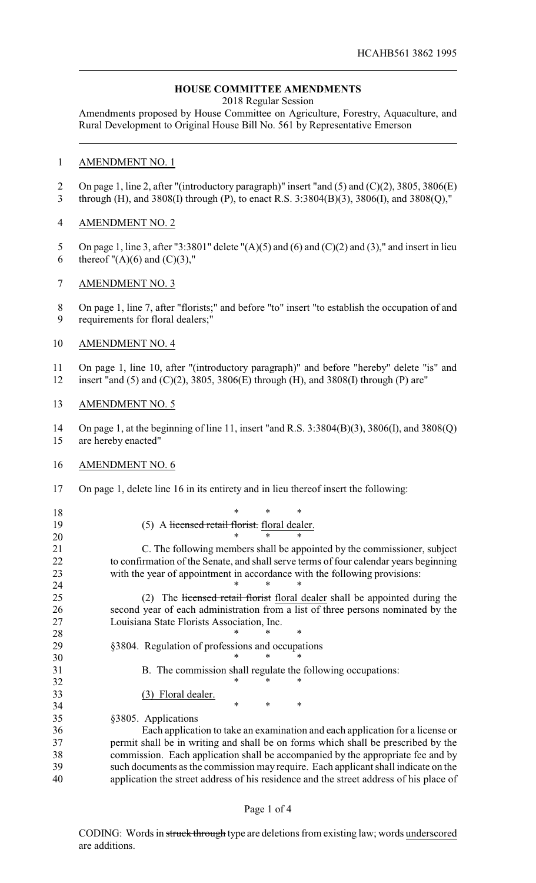HCAHB561 3862 1995

**HOUSE COMMITTEE AMENDMENTS**

2018 Regular Session

Amendments proposed by House Committee on Agriculture, Forestry, Aquaculture, and Rural Development to Original House Bill No. 561 by Representative Emerson

AMENDMENT NO. 1

On page 1, line 2, after "(introductory paragraph)" insert "and (5) and (C)(2), 3805, 3806(E) through (H), and 3808(I) through (P), to enact R.S. 3:3804(B)(3), 3806(I), and 3808(Q),"

AMENDMENT NO. 2

On page 1, line 3, after "3:3801" delete "(A)(5) and (6) and (C)(2) and (3)," and insert in lieu thereof "(A)(6) and (C)(3),"

AMENDMENT NO. 3

On page 1, line 7, after "florists;" and before "to" insert "to establish the occupation of and requirements for floral dealers;"

AMENDMENT NO. 4

On page 1, line 10, after "(introductory paragraph)" and before "hereby" delete "is" and insert "and (5) and (C)(2), 3805, 3806(E) through (H), and 3808(I) through (P) are"

AMENDMENT NO. 5

On page 1, at the beginning of line 11, insert "and R.S. 3:3804(B)(3), 3806(I), and 3808(Q) are hereby enacted"

AMENDMENT NO. 6

On page 1, delete line 16 in its entirety and in lieu thereof insert the following:

\* \* \*

(5) A ~~licensed retail florist.~~ floral dealer.

\* \* \*

C. The following members shall be appointed by the commissioner, subject to confirmation of the Senate, and shall serve terms of four calendar years beginning with the year of appointment in accordance with the following provisions:

\* \* \*

(2) The ~~licensed retail florist~~ floral dealer shall be appointed during the second year of each administration from a list of three persons nominated by the Louisiana State Florists Association, Inc.

\* \* \*

§3804. Regulation of professions and occupations

\* \* \*

B. The commission shall regulate the following occupations:

\* \* \*

(3) Floral dealer.

\* \* \*

§3805. Applications

Each application to take an examination and each application for a license or permit shall be in writing and shall be on forms which shall be prescribed by the commission. Each application shall be accompanied by the appropriate fee and by such documents as the commission may require. Each applicant shall indicate on the application the street address of his residence and the street address of his place of

CODING: Words in ~~struck through~~ type are deletions from existing law; words underscored are additions.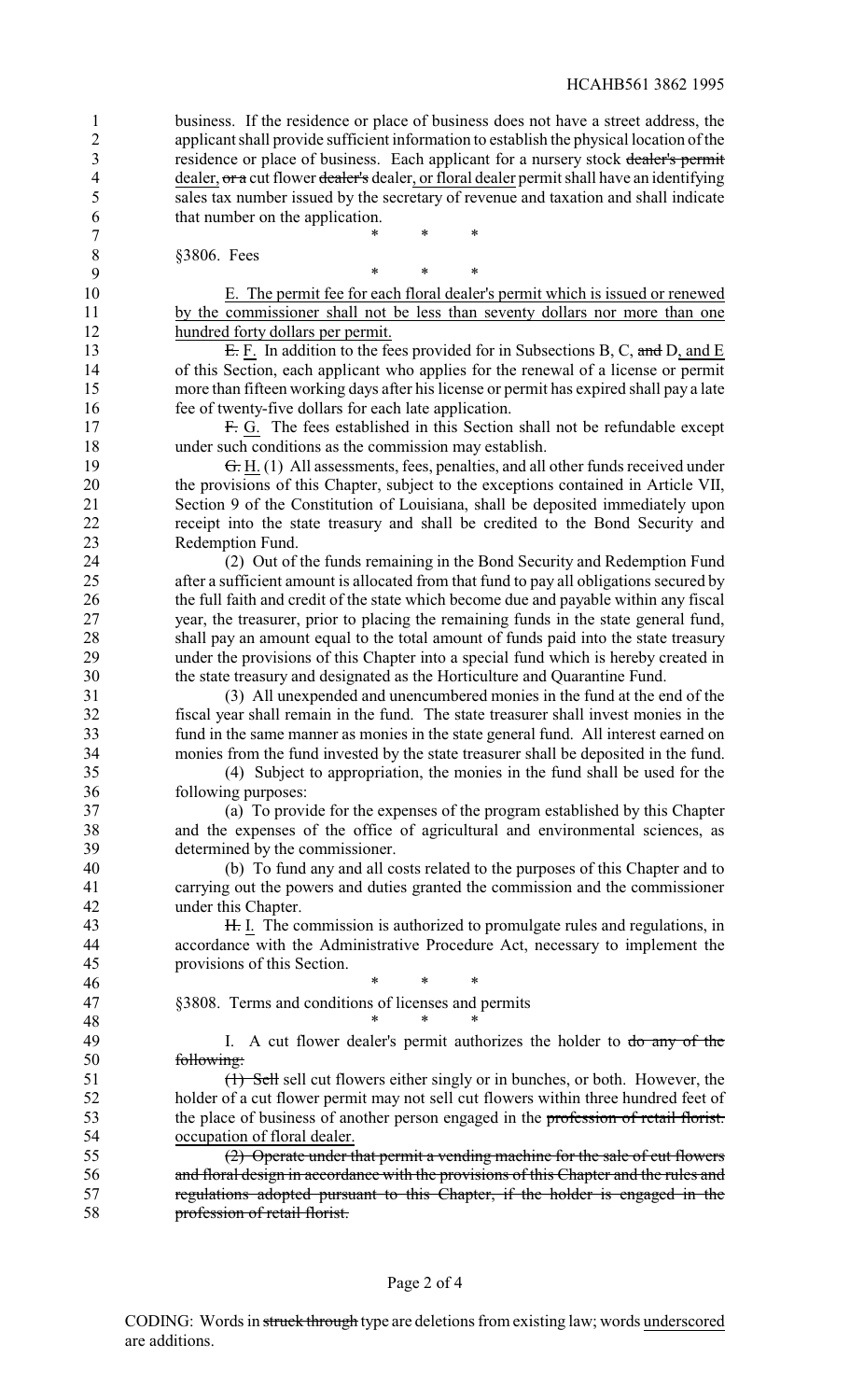business. If the residence or place of business does not have a street address, the applicant shall provide sufficient information to establish the physical location of the residence or place of business. Each applicant for a nursery stock ~~dealer's permit~~ <u>dealer</u>, ~~or a~~ cut flower ~~dealer's~~ <u>dealer, or floral dealer</u> permit shall have an identifying sales tax number issued by the secretary of revenue and taxation and shall indicate that number on the application.

\* \* \*

§3806. Fees

\* \* \*

<u>E. The permit fee for each floral dealer's permit which is issued or renewed by the commissioner shall not be less than seventy dollars nor more than one hundred forty dollars per permit.</u>

~~E.~~ <u>F.</u> In addition to the fees provided for in Subsections B, C, ~~and~~ D<u>, and E</u> of this Section, each applicant who applies for the renewal of a license or permit more than fifteen working days after his license or permit has expired shall pay a late fee of twenty-five dollars for each late application.

~~F.~~ <u>G.</u> The fees established in this Section shall not be refundable except under such conditions as the commission may establish.

~~G.~~ <u>H.</u> (1) All assessments, fees, penalties, and all other funds received under the provisions of this Chapter, subject to the exceptions contained in Article VII, Section 9 of the Constitution of Louisiana, shall be deposited immediately upon receipt into the state treasury and shall be credited to the Bond Security and Redemption Fund.

(2) Out of the funds remaining in the Bond Security and Redemption Fund after a sufficient amount is allocated from that fund to pay all obligations secured by the full faith and credit of the state which become due and payable within any fiscal year, the treasurer, prior to placing the remaining funds in the state general fund, shall pay an amount equal to the total amount of funds paid into the state treasury under the provisions of this Chapter into a special fund which is hereby created in the state treasury and designated as the Horticulture and Quarantine Fund.

(3) All unexpended and unencumbered monies in the fund at the end of the fiscal year shall remain in the fund. The state treasurer shall invest monies in the fund in the same manner as monies in the state general fund. All interest earned on monies from the fund invested by the state treasurer shall be deposited in the fund.

(4) Subject to appropriation, the monies in the fund shall be used for the following purposes:

(a) To provide for the expenses of the program established by this Chapter and the expenses of the office of agricultural and environmental sciences, as determined by the commissioner.

(b) To fund any and all costs related to the purposes of this Chapter and to carrying out the powers and duties granted the commission and the commissioner under this Chapter.

~~H.~~ <u>I.</u> The commission is authorized to promulgate rules and regulations, in accordance with the Administrative Procedure Act, necessary to implement the provisions of this Section.

\* \* \*

§3808. Terms and conditions of licenses and permits

\* \* \*

I. A cut flower dealer's permit authorizes the holder to ~~do any of the following:~~

~~(1) Sell~~ sell cut flowers either singly or in bunches, or both. However, the holder of a cut flower permit may not sell cut flowers within three hundred feet of the place of business of another person engaged in the ~~profession of retail florist.~~ <u>occupation of floral dealer.</u>

~~(2) Operate under that permit a vending machine for the sale of cut flowers and floral design in accordance with the provisions of this Chapter and the rules and regulations adopted pursuant to this Chapter, if the holder is engaged in the profession of retail florist.~~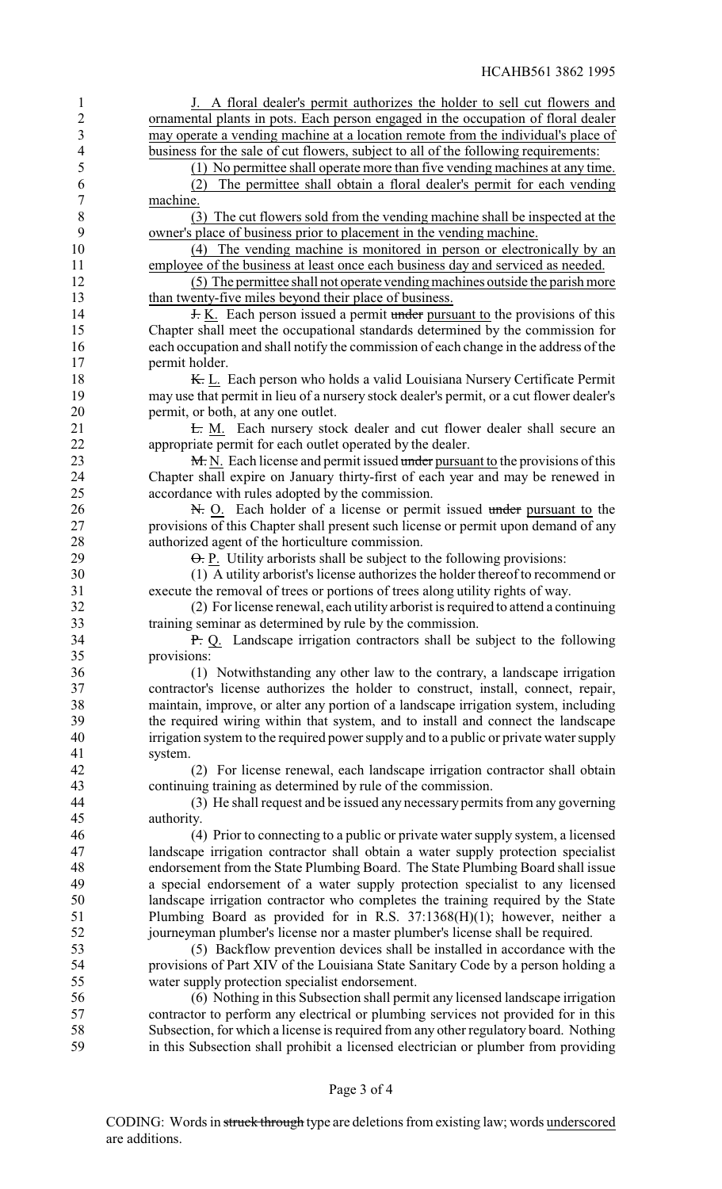J. A floral dealer's permit authorizes the holder to sell cut flowers and ornamental plants in pots. Each person engaged in the occupation of floral dealer may operate a vending machine at a location remote from the individual's place of business for the sale of cut flowers, subject to all of the following requirements:

(1) No permittee shall operate more than five vending machines at any time.

(2) The permittee shall obtain a floral dealer's permit for each vending machine.

(3) The cut flowers sold from the vending machine shall be inspected at the owner's place of business prior to placement in the vending machine.

(4) The vending machine is monitored in person or electronically by an employee of the business at least once each business day and serviced as needed.

(5) The permittee shall not operate vending machines outside the parish more than twenty-five miles beyond their place of business.

~~J.~~ K. Each person issued a permit ~~under~~ pursuant to the provisions of this Chapter shall meet the occupational standards determined by the commission for each occupation and shall notify the commission of each change in the address of the permit holder.

~~K.~~ L. Each person who holds a valid Louisiana Nursery Certificate Permit may use that permit in lieu of a nursery stock dealer's permit, or a cut flower dealer's permit, or both, at any one outlet.

~~L.~~ M. Each nursery stock dealer and cut flower dealer shall secure an appropriate permit for each outlet operated by the dealer.

~~M.~~ N. Each license and permit issued ~~under~~ pursuant to the provisions of this Chapter shall expire on January thirty-first of each year and may be renewed in accordance with rules adopted by the commission.

~~N.~~ O. Each holder of a license or permit issued ~~under~~ pursuant to the provisions of this Chapter shall present such license or permit upon demand of any authorized agent of the horticulture commission.

~~O.~~ P. Utility arborists shall be subject to the following provisions:

(1) A utility arborist's license authorizes the holder thereof to recommend or execute the removal of trees or portions of trees along utility rights of way.

(2) For license renewal, each utility arborist is required to attend a continuing training seminar as determined by rule by the commission.

~~P.~~ Q. Landscape irrigation contractors shall be subject to the following provisions:

(1) Notwithstanding any other law to the contrary, a landscape irrigation contractor's license authorizes the holder to construct, install, connect, repair, maintain, improve, or alter any portion of a landscape irrigation system, including the required wiring within that system, and to install and connect the landscape irrigation system to the required power supply and to a public or private water supply system.

(2) For license renewal, each landscape irrigation contractor shall obtain continuing training as determined by rule of the commission.

(3) He shall request and be issued any necessary permits from any governing authority.

(4) Prior to connecting to a public or private water supply system, a licensed landscape irrigation contractor shall obtain a water supply protection specialist endorsement from the State Plumbing Board. The State Plumbing Board shall issue a special endorsement of a water supply protection specialist to any licensed landscape irrigation contractor who completes the training required by the State Plumbing Board as provided for in R.S. 37:1368(H)(1); however, neither a journeyman plumber's license nor a master plumber's license shall be required.

(5) Backflow prevention devices shall be installed in accordance with the provisions of Part XIV of the Louisiana State Sanitary Code by a person holding a water supply protection specialist endorsement.

(6) Nothing in this Subsection shall permit any licensed landscape irrigation contractor to perform any electrical or plumbing services not provided for in this Subsection, for which a license is required from any other regulatory board. Nothing in this Subsection shall prohibit a licensed electrician or plumber from providing

CODING: Words in ~~struck through~~ type are deletions from existing law; words underscored are additions.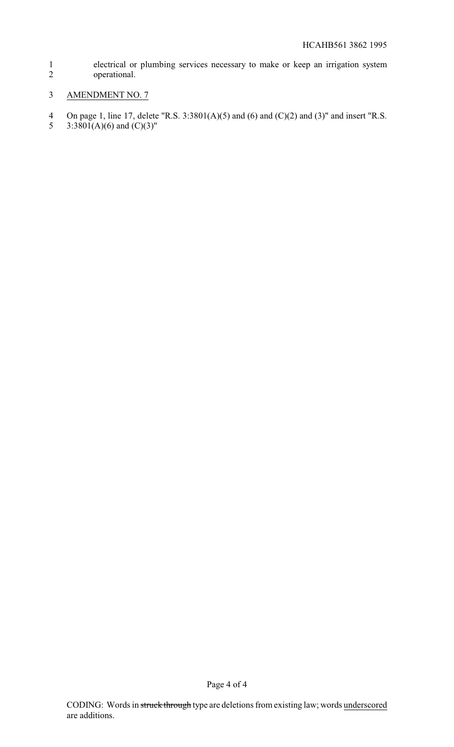electrical or plumbing services necessary to make or keep an irrigation system operational.

AMENDMENT NO. 7

On page 1, line 17, delete "R.S. 3:3801(A)(5) and (6) and (C)(2) and (3)" and insert "R.S. 3:3801(A)(6) and (C)(3)"

CODING: Words in ~~struck through~~ type are deletions from existing law; words <u>underscored</u> are additions.